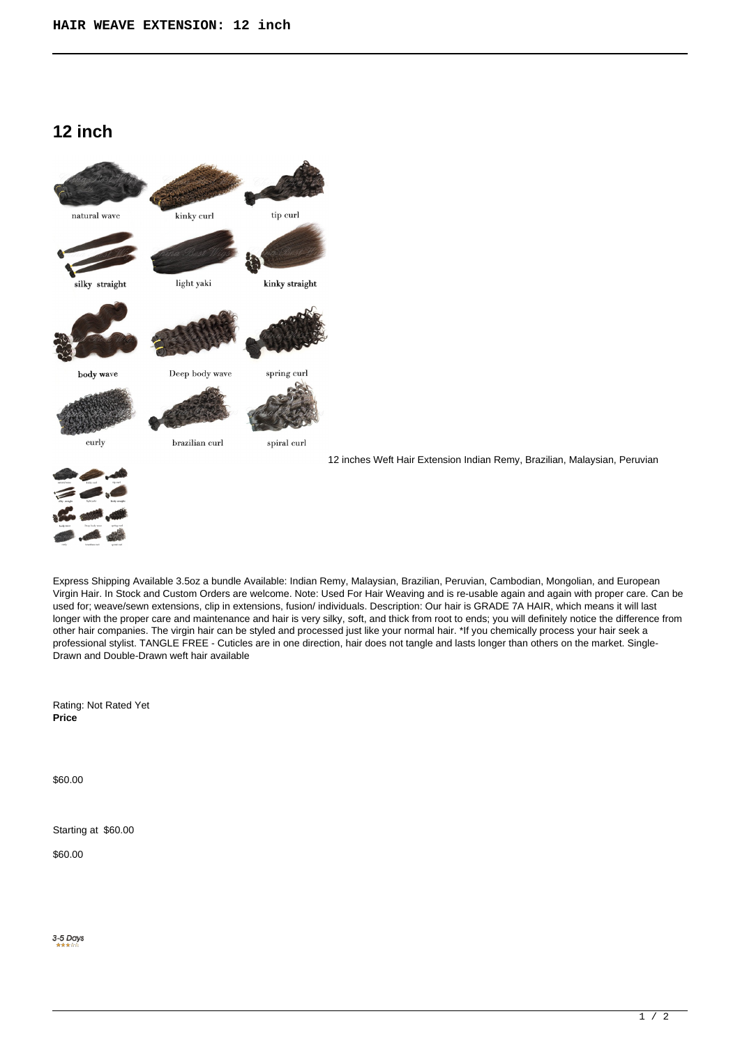# 12 inch

12 inches Weft Hair Extension Indian Remy, Brazilian, Malaysian, Peruvian

Express Shipping Available 3.5oz a bundle Available: Indian Remy, Malaysian, Brazilian, Peruvian, Cambodian, Mongolian, and European Virgin Hair. In Stock and Custom Orders are welcome. Note: Used For Hair Weaving and is re-usable again and again with proper care. Can be used for; weave/sewn extensions, clip in extensions, fusion/ individuals. Description: Our hair is GRADE 7A HAIR, which means it will last longer with the proper care and maintenance and hair is very silky, soft, and thick from root to ends; you will definitely notice the difference from other hair companies. The virgin hair can be styled and processed just like your normal hair. *If you chemically process your hair seek a professional stylist. TANGLE FREE - Cuticles are in one direction, hair does not tangle and lasts longer than others on the market. Single-Drawn and Double-Drawn weft hair available

Rating: Not Rated Yet
**Price**

$60.00

Starting at $60.00

$60.00

3-5 Days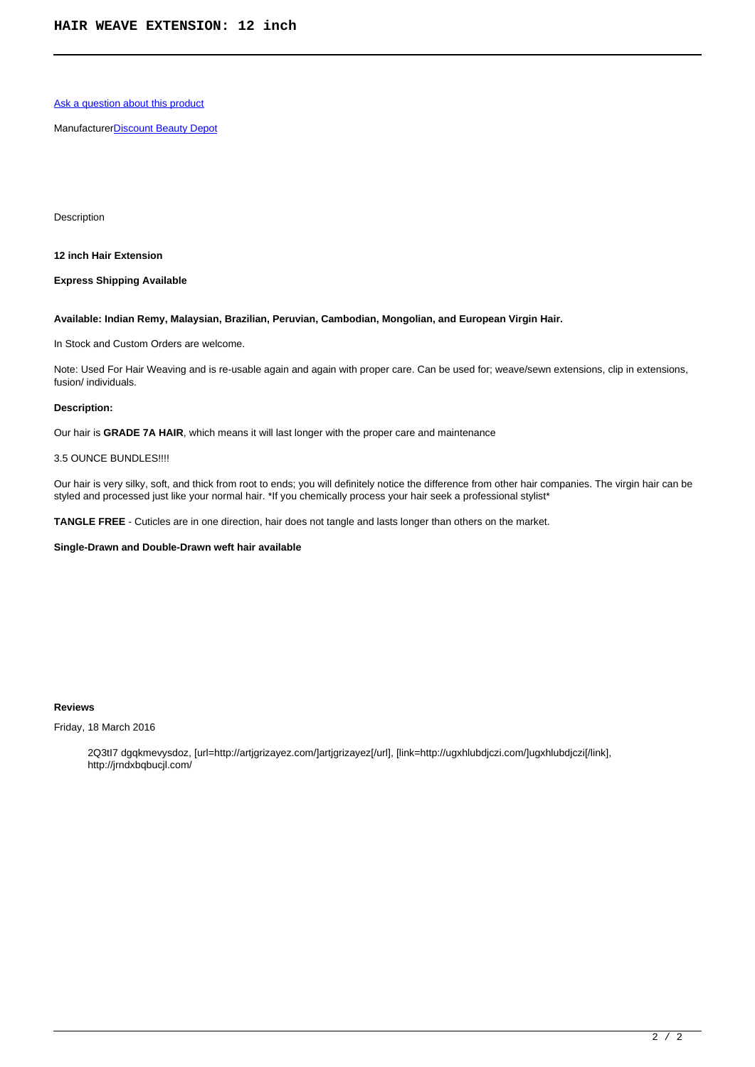# HAIR WEAVE EXTENSION: 12 inch

Ask a question about this product

ManufacturerDiscount Beauty Depot

Description

**12 inch Hair Extension**

**Express Shipping Available**

**Available: Indian Remy, Malaysian, Brazilian, Peruvian, Cambodian, Mongolian, and European Virgin Hair.**

In Stock and Custom Orders are welcome.

Note: Used For Hair Weaving and is re-usable again and again with proper care. Can be used for; weave/sewn extensions, clip in extensions, fusion/ individuals.

**Description:**

Our hair is **GRADE 7A HAIR**, which means it will last longer with the proper care and maintenance

3.5 OUNCE BUNDLES!!!!

Our hair is very silky, soft, and thick from root to ends; you will definitely notice the difference from other hair companies. The virgin hair can be styled and processed just like your normal hair. *If you chemically process your hair seek a professional stylist*

**TANGLE FREE** - Cuticles are in one direction, hair does not tangle and lasts longer than others on the market.

**Single-Drawn and Double-Drawn weft hair available**

**Reviews**

Friday, 18 March 2016

> 2Q3tI7 dgqkmevysdoz, [url=http://artjgrizayez.com/]artjgrizayez[/url], [link=http://ugxhlubdjczi.com/]ugxhlubdjczi[/link], http://jrndxbqbucjl.com/